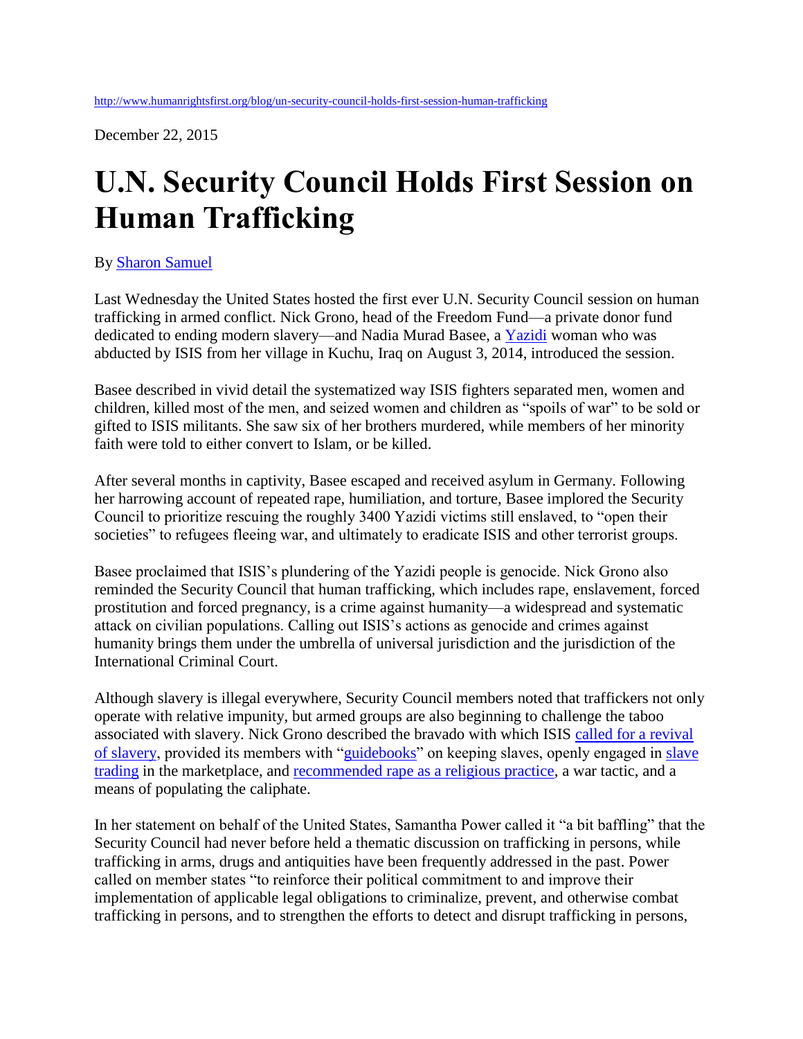http://www.humanrightsfirst.org/blog/un-security-council-holds-first-session-human-trafficking

December 22, 2015

# U.N. Security Council Holds First Session on Human Trafficking

By Sharon Samuel

Last Wednesday the United States hosted the first ever U.N. Security Council session on human trafficking in armed conflict. Nick Grono, head of the Freedom Fund—a private donor fund dedicated to ending modern slavery—and Nadia Murad Basee, a Yazidi woman who was abducted by ISIS from her village in Kuchu, Iraq on August 3, 2014, introduced the session.

Basee described in vivid detail the systematized way ISIS fighters separated men, women and children, killed most of the men, and seized women and children as "spoils of war" to be sold or gifted to ISIS militants. She saw six of her brothers murdered, while members of her minority faith were told to either convert to Islam, or be killed.

After several months in captivity, Basee escaped and received asylum in Germany. Following her harrowing account of repeated rape, humiliation, and torture, Basee implored the Security Council to prioritize rescuing the roughly 3400 Yazidi victims still enslaved, to "open their societies" to refugees fleeing war, and ultimately to eradicate ISIS and other terrorist groups.

Basee proclaimed that ISIS's plundering of the Yazidi people is genocide. Nick Grono also reminded the Security Council that human trafficking, which includes rape, enslavement, forced prostitution and forced pregnancy, is a crime against humanity—a widespread and systematic attack on civilian populations. Calling out ISIS's actions as genocide and crimes against humanity brings them under the umbrella of universal jurisdiction and the jurisdiction of the International Criminal Court.

Although slavery is illegal everywhere, Security Council members noted that traffickers not only operate with relative impunity, but armed groups are also beginning to challenge the taboo associated with slavery. Nick Grono described the bravado with which ISIS called for a revival of slavery, provided its members with "guidebooks" on keeping slaves, openly engaged in slave trading in the marketplace, and recommended rape as a religious practice, a war tactic, and a means of populating the caliphate.

In her statement on behalf of the United States, Samantha Power called it "a bit baffling" that the Security Council had never before held a thematic discussion on trafficking in persons, while trafficking in arms, drugs and antiquities have been frequently addressed in the past. Power called on member states "to reinforce their political commitment to and improve their implementation of applicable legal obligations to criminalize, prevent, and otherwise combat trafficking in persons, and to strengthen the efforts to detect and disrupt trafficking in persons,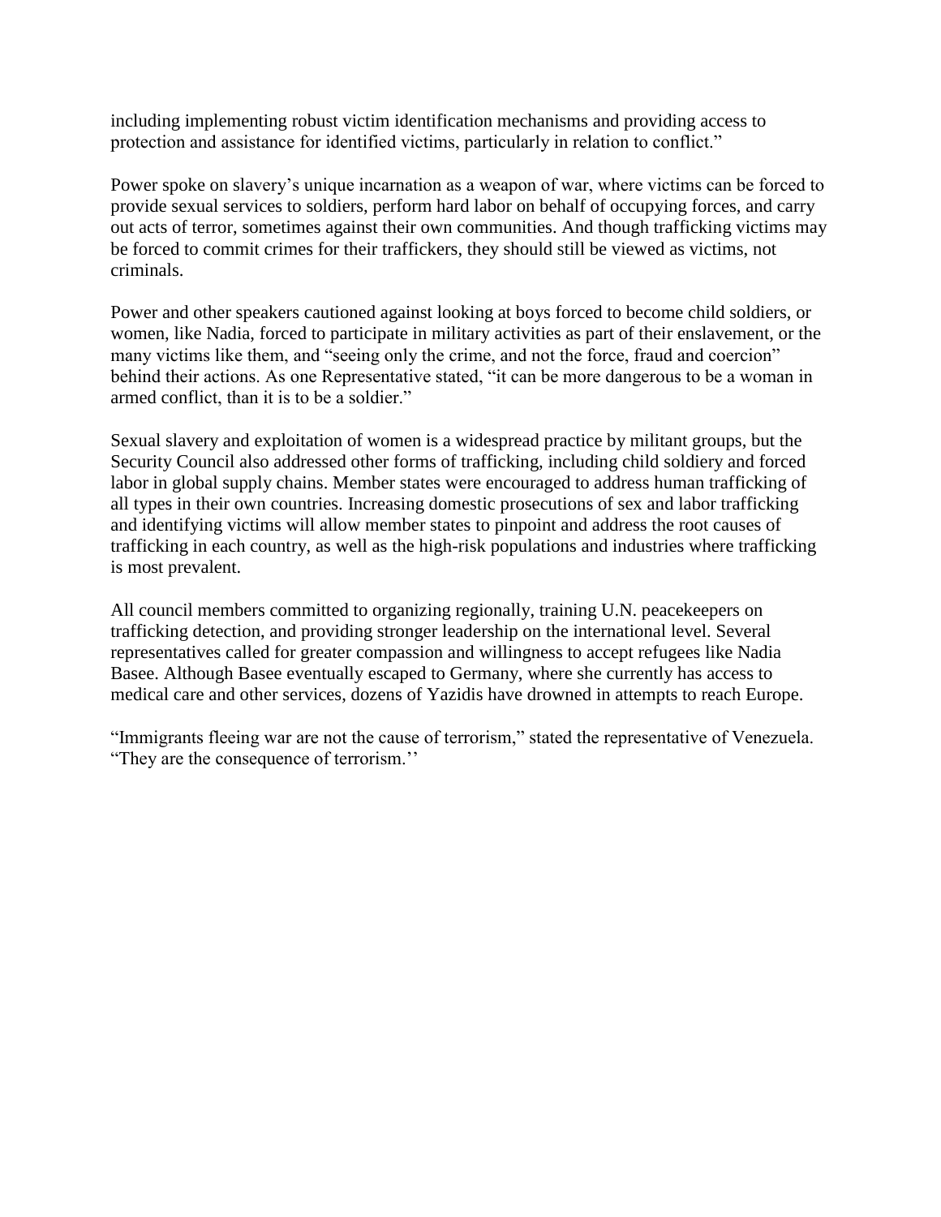including implementing robust victim identification mechanisms and providing access to protection and assistance for identified victims, particularly in relation to conflict."

Power spoke on slavery's unique incarnation as a weapon of war, where victims can be forced to provide sexual services to soldiers, perform hard labor on behalf of occupying forces, and carry out acts of terror, sometimes against their own communities. And though trafficking victims may be forced to commit crimes for their traffickers, they should still be viewed as victims, not criminals.

Power and other speakers cautioned against looking at boys forced to become child soldiers, or women, like Nadia, forced to participate in military activities as part of their enslavement, or the many victims like them, and "seeing only the crime, and not the force, fraud and coercion" behind their actions. As one Representative stated, "it can be more dangerous to be a woman in armed conflict, than it is to be a soldier."

Sexual slavery and exploitation of women is a widespread practice by militant groups, but the Security Council also addressed other forms of trafficking, including child soldiery and forced labor in global supply chains. Member states were encouraged to address human trafficking of all types in their own countries. Increasing domestic prosecutions of sex and labor trafficking and identifying victims will allow member states to pinpoint and address the root causes of trafficking in each country, as well as the high-risk populations and industries where trafficking is most prevalent.

All council members committed to organizing regionally, training U.N. peacekeepers on trafficking detection, and providing stronger leadership on the international level. Several representatives called for greater compassion and willingness to accept refugees like Nadia Basee. Although Basee eventually escaped to Germany, where she currently has access to medical care and other services, dozens of Yazidis have drowned in attempts to reach Europe.

"Immigrants fleeing war are not the cause of terrorism," stated the representative of Venezuela. "They are the consequence of terrorism.''